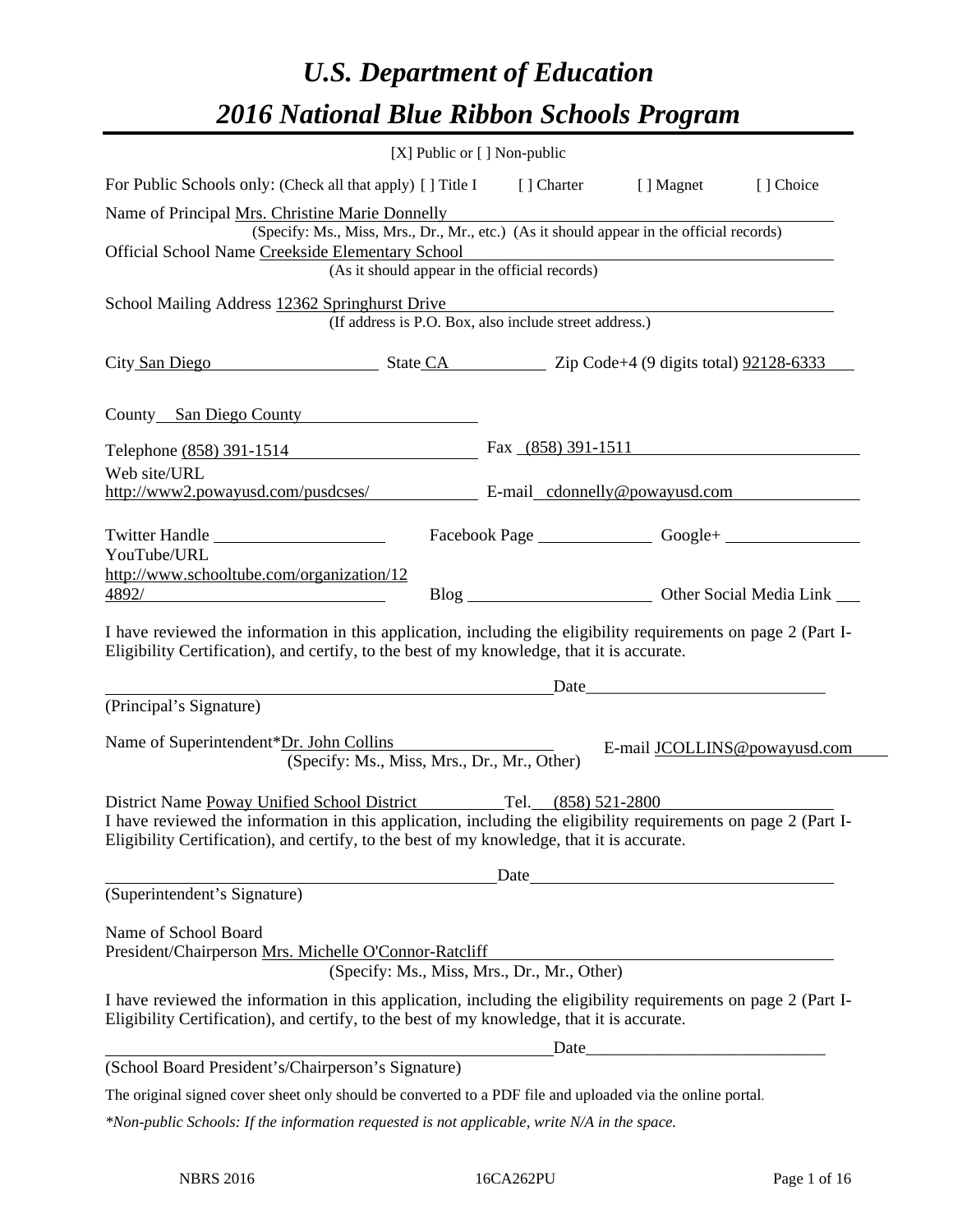# *U.S. Department of Education*

# *2016 National Blue Ribbon Schools Program*

[X] Public or [ ] Non-public

For Public Schools only: (Check all that apply) [ ] Title I [ ] Charter [ ] Magnet [ ] Choice

Name of Principal Mrs. Christine Marie Donnelly
(Specify: Ms., Miss, Mrs., Dr., Mr., etc.) (As it should appear in the official records)

Official School Name Creekside Elementary School
(As it should appear in the official records)

School Mailing Address 12362 Springhurst Drive
(If address is P.O. Box, also include street address.)

City San Diego State CA Zip Code+4 (9 digits total) 92128-6333

County San Diego County

Telephone (858) 391-1514 Fax (858) 391-1511

Web site/URL http://www2.powayusd.com/pusdcses/ E-mail cdonnelly@powayusd.com

Twitter Handle ______ Facebook Page ______ Google+ ______

YouTube/URL http://www.schooltube.com/organization/124892/ Blog ______ Other Social Media Link ______

I have reviewed the information in this application, including the eligibility requirements on page 2 (Part I-Eligibility Certification), and certify, to the best of my knowledge, that it is accurate.

_______________________________ Date_______________________
(Principal's Signature)

Name of Superintendent* Dr. John Collins E-mail JCOLLINS@powayusd.com
(Specify: Ms., Miss, Mrs., Dr., Mr., Other)

District Name Poway Unified School District Tel. (858) 521-2800

I have reviewed the information in this application, including the eligibility requirements on page 2 (Part I-Eligibility Certification), and certify, to the best of my knowledge, that it is accurate.

_______________________________ Date_______________________
(Superintendent's Signature)

Name of School Board
President/Chairperson Mrs. Michelle O'Connor-Ratcliff
(Specify: Ms., Miss, Mrs., Dr., Mr., Other)

I have reviewed the information in this application, including the eligibility requirements on page 2 (Part I-Eligibility Certification), and certify, to the best of my knowledge, that it is accurate.

_______________________________ Date_______________________
(School Board President's/Chairperson's Signature)

The original signed cover sheet only should be converted to a PDF file and uploaded via the online portal.

*\*Non-public Schools: If the information requested is not applicable, write N/A in the space.*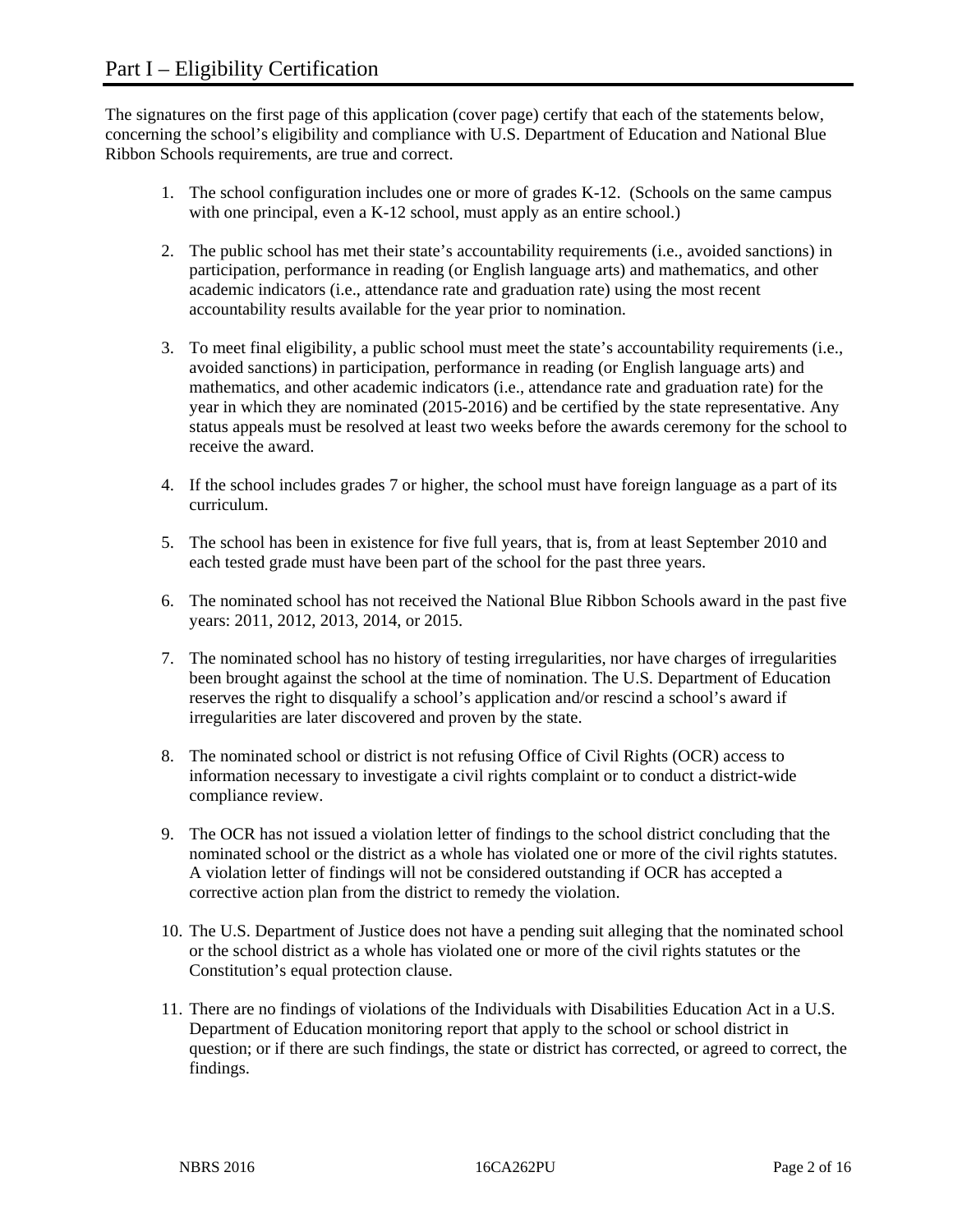# Part I – Eligibility Certification

The signatures on the first page of this application (cover page) certify that each of the statements below, concerning the school's eligibility and compliance with U.S. Department of Education and National Blue Ribbon Schools requirements, are true and correct.

1. The school configuration includes one or more of grades K-12. (Schools on the same campus with one principal, even a K-12 school, must apply as an entire school.)
2. The public school has met their state's accountability requirements (i.e., avoided sanctions) in participation, performance in reading (or English language arts) and mathematics, and other academic indicators (i.e., attendance rate and graduation rate) using the most recent accountability results available for the year prior to nomination.
3. To meet final eligibility, a public school must meet the state's accountability requirements (i.e., avoided sanctions) in participation, performance in reading (or English language arts) and mathematics, and other academic indicators (i.e., attendance rate and graduation rate) for the year in which they are nominated (2015-2016) and be certified by the state representative. Any status appeals must be resolved at least two weeks before the awards ceremony for the school to receive the award.
4. If the school includes grades 7 or higher, the school must have foreign language as a part of its curriculum.
5. The school has been in existence for five full years, that is, from at least September 2010 and each tested grade must have been part of the school for the past three years.
6. The nominated school has not received the National Blue Ribbon Schools award in the past five years: 2011, 2012, 2013, 2014, or 2015.
7. The nominated school has no history of testing irregularities, nor have charges of irregularities been brought against the school at the time of nomination. The U.S. Department of Education reserves the right to disqualify a school's application and/or rescind a school's award if irregularities are later discovered and proven by the state.
8. The nominated school or district is not refusing Office of Civil Rights (OCR) access to information necessary to investigate a civil rights complaint or to conduct a district-wide compliance review.
9. The OCR has not issued a violation letter of findings to the school district concluding that the nominated school or the district as a whole has violated one or more of the civil rights statutes. A violation letter of findings will not be considered outstanding if OCR has accepted a corrective action plan from the district to remedy the violation.
10. The U.S. Department of Justice does not have a pending suit alleging that the nominated school or the school district as a whole has violated one or more of the civil rights statutes or the Constitution's equal protection clause.
11. There are no findings of violations of the Individuals with Disabilities Education Act in a U.S. Department of Education monitoring report that apply to the school or school district in question; or if there are such findings, the state or district has corrected, or agreed to correct, the findings.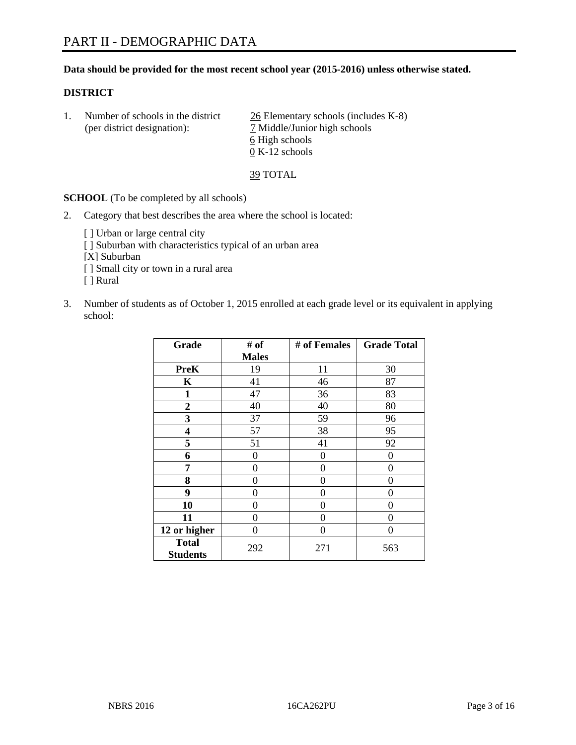# PART II - DEMOGRAPHIC DATA

**Data should be provided for the most recent school year (2015-2016) unless otherwise stated.**

**DISTRICT**

1. Number of schools in the district (per district designation):
   26 Elementary schools (includes K-8)
   7 Middle/Junior high schools
   6 High schools
   0 K-12 schools

   39 TOTAL

**SCHOOL** (To be completed by all schools)

2. Category that best describes the area where the school is located:

   [ ] Urban or large central city
   [ ] Suburban with characteristics typical of an urban area
   [X] Suburban
   [ ] Small city or town in a rural area
   [ ] Rural

3. Number of students as of October 1, 2015 enrolled at each grade level or its equivalent in applying school:

| Grade | # of Males | # of Females | Grade Total |
|---|---|---|---|
| **PreK** | 19 | 11 | 30 |
| **K** | 41 | 46 | 87 |
| **1** | 47 | 36 | 83 |
| **2** | 40 | 40 | 80 |
| **3** | 37 | 59 | 96 |
| **4** | 57 | 38 | 95 |
| **5** | 51 | 41 | 92 |
| **6** | 0 | 0 | 0 |
| **7** | 0 | 0 | 0 |
| **8** | 0 | 0 | 0 |
| **9** | 0 | 0 | 0 |
| **10** | 0 | 0 | 0 |
| **11** | 0 | 0 | 0 |
| **12 or higher** | 0 | 0 | 0 |
| **Total Students** | 292 | 271 | 563 |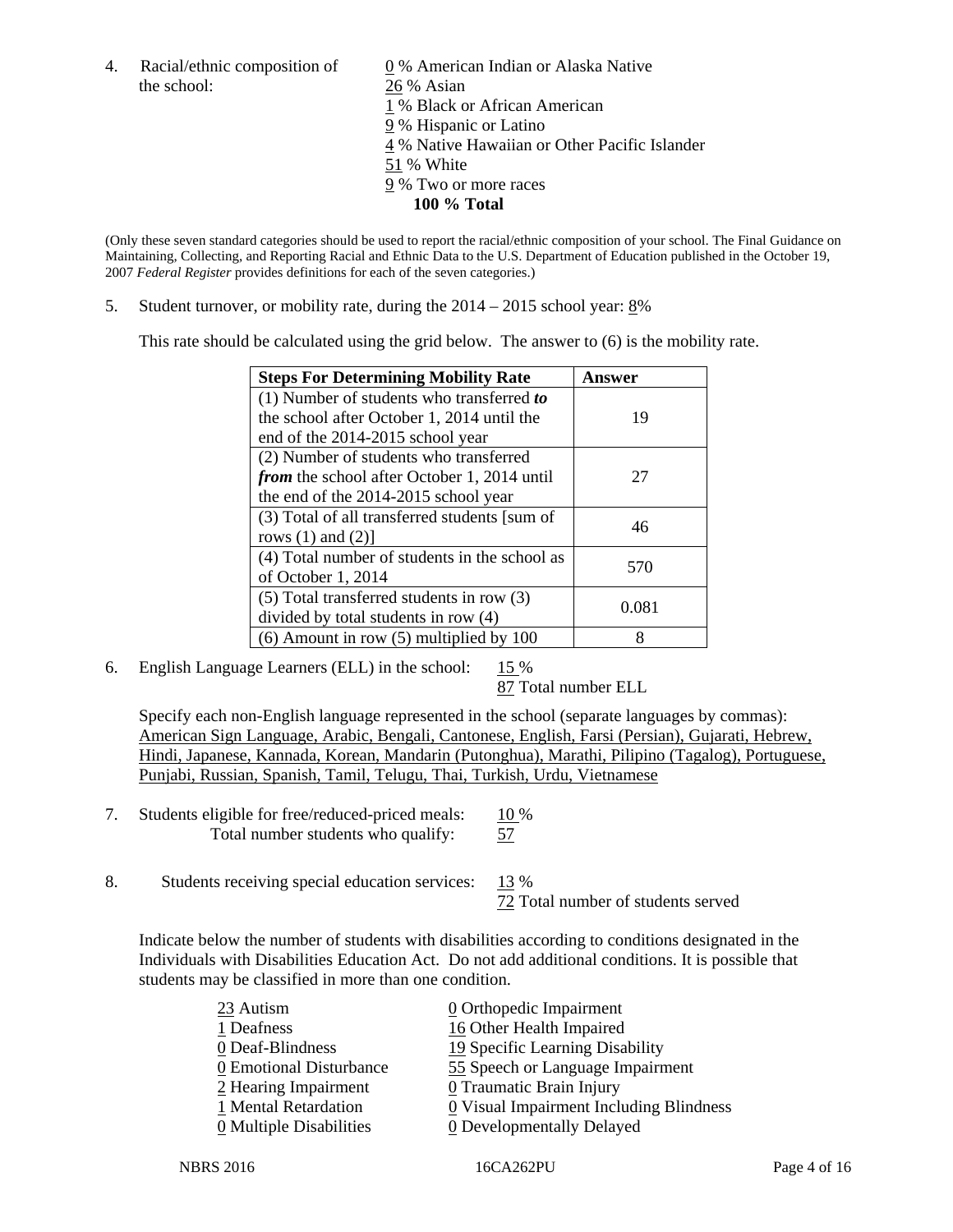4. Racial/ethnic composition of the school:

   0 % American Indian or Alaska Native
   26 % Asian
   1 % Black or African American
   9 % Hispanic or Latino
   4 % Native Hawaiian or Other Pacific Islander
   51 % White
   9 % Two or more races
   **100 % Total**

(Only these seven standard categories should be used to report the racial/ethnic composition of your school. The Final Guidance on Maintaining, Collecting, and Reporting Racial and Ethnic Data to the U.S. Department of Education published in the October 19, 2007 *Federal Register* provides definitions for each of the seven categories.)

5. Student turnover, or mobility rate, during the 2014 – 2015 school year: 8%

   This rate should be calculated using the grid below. The answer to (6) is the mobility rate.

| **Steps For Determining Mobility Rate** | **Answer** |
|---|---|
| (1) Number of students who transferred ***to*** the school after October 1, 2014 until the end of the 2014-2015 school year | 19 |
| (2) Number of students who transferred ***from*** the school after October 1, 2014 until the end of the 2014-2015 school year | 27 |
| (3) Total of all transferred students [sum of rows (1) and (2)] | 46 |
| (4) Total number of students in the school as of October 1, 2014 | 570 |
| (5) Total transferred students in row (3) divided by total students in row (4) | 0.081 |
| (6) Amount in row (5) multiplied by 100 | 8 |

6. English Language Learners (ELL) in the school: 15 %
   87 Total number ELL

   Specify each non-English language represented in the school (separate languages by commas): American Sign Language, Arabic, Bengali, Cantonese, English, Farsi (Persian), Gujarati, Hebrew, Hindi, Japanese, Kannada, Korean, Mandarin (Putonghua), Marathi, Pilipino (Tagalog), Portuguese, Punjabi, Russian, Spanish, Tamil, Telugu, Thai, Turkish, Urdu, Vietnamese

7. Students eligible for free/reduced-priced meals: 10 %
   Total number students who qualify: 57

8. Students receiving special education services: 13 %
   72 Total number of students served

   Indicate below the number of students with disabilities according to conditions designated in the Individuals with Disabilities Education Act. Do not add additional conditions. It is possible that students may be classified in more than one condition.

   23 Autism
   1 Deafness
   0 Deaf-Blindness
   0 Emotional Disturbance
   2 Hearing Impairment
   1 Mental Retardation
   0 Multiple Disabilities
   0 Orthopedic Impairment
   16 Other Health Impaired
   19 Specific Learning Disability
   55 Speech or Language Impairment
   0 Traumatic Brain Injury
   0 Visual Impairment Including Blindness
   0 Developmentally Delayed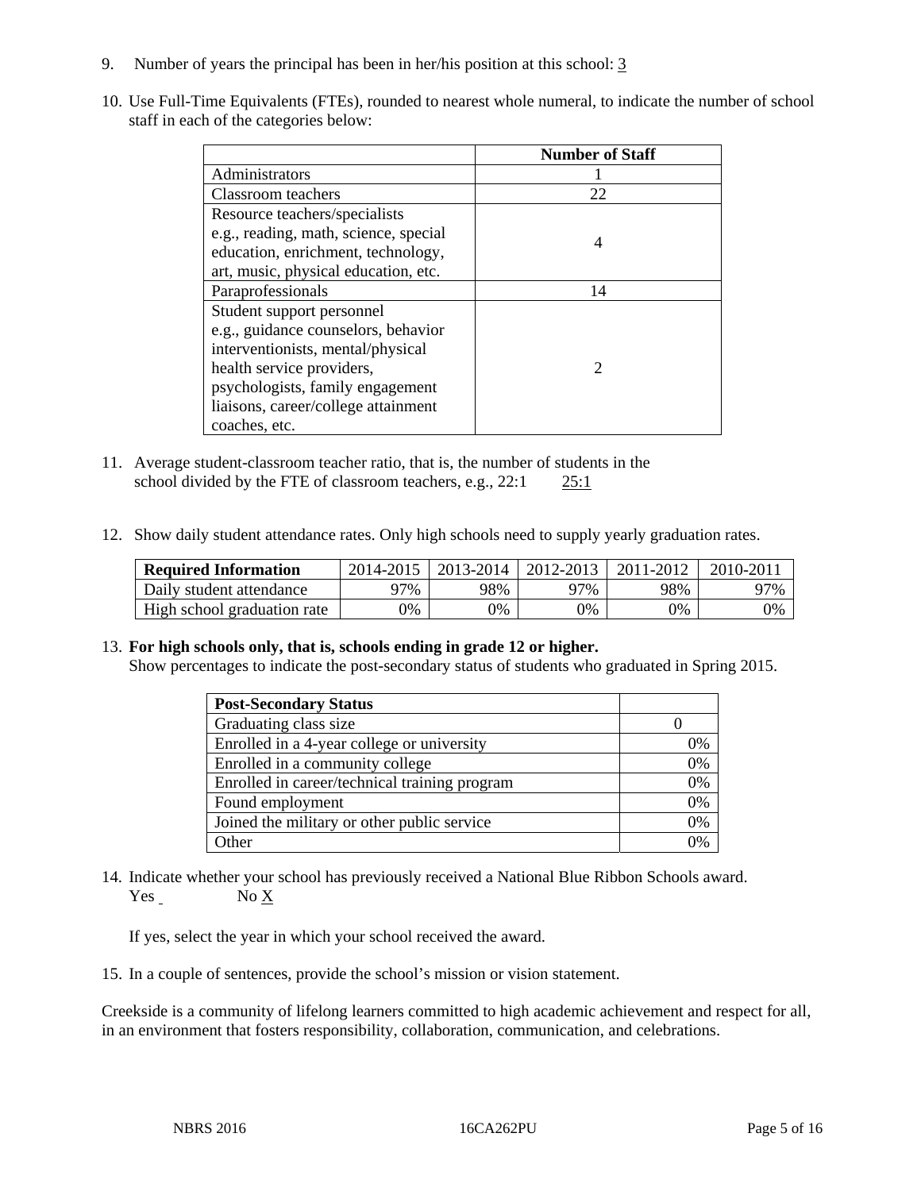9. Number of years the principal has been in her/his position at this school: 3

10. Use Full-Time Equivalents (FTEs), rounded to nearest whole numeral, to indicate the number of school staff in each of the categories below:

| | Number of Staff |
|---|---|
| Administrators | 1 |
| Classroom teachers | 22 |
| Resource teachers/specialists e.g., reading, math, science, special education, enrichment, technology, art, music, physical education, etc. | 4 |
| Paraprofessionals | 14 |
| Student support personnel e.g., guidance counselors, behavior interventionists, mental/physical health service providers, psychologists, family engagement liaisons, career/college attainment coaches, etc. | 2 |

11. Average student-classroom teacher ratio, that is, the number of students in the school divided by the FTE of classroom teachers, e.g., 22:1 25:1

12. Show daily student attendance rates. Only high schools need to supply yearly graduation rates.

| Required Information | 2014-2015 | 2013-2014 | 2012-2013 | 2011-2012 | 2010-2011 |
|---|---|---|---|---|---|
| Daily student attendance | 97% | 98% | 97% | 98% | 97% |
| High school graduation rate | 0% | 0% | 0% | 0% | 0% |

13. **For high schools only, that is, schools ending in grade 12 or higher.**
Show percentages to indicate the post-secondary status of students who graduated in Spring 2015.

| Post-Secondary Status | |
|---|---|
| Graduating class size | 0 |
| Enrolled in a 4-year college or university | 0% |
| Enrolled in a community college | 0% |
| Enrolled in career/technical training program | 0% |
| Found employment | 0% |
| Joined the military or other public service | 0% |
| Other | 0% |

14. Indicate whether your school has previously received a National Blue Ribbon Schools award.
Yes No X

If yes, select the year in which your school received the award.

15. In a couple of sentences, provide the school's mission or vision statement.

Creekside is a community of lifelong learners committed to high academic achievement and respect for all, in an environment that fosters responsibility, collaboration, communication, and celebrations.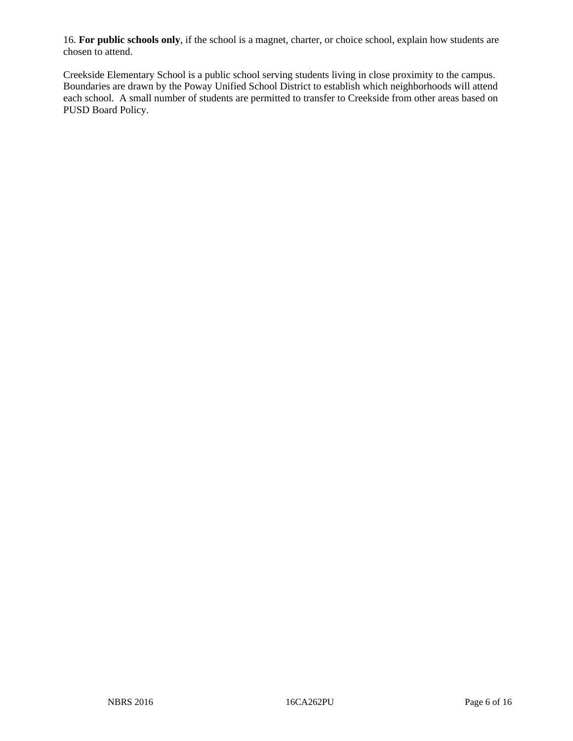16. **For public schools only**, if the school is a magnet, charter, or choice school, explain how students are chosen to attend.

Creekside Elementary School is a public school serving students living in close proximity to the campus. Boundaries are drawn by the Poway Unified School District to establish which neighborhoods will attend each school. A small number of students are permitted to transfer to Creekside from other areas based on PUSD Board Policy.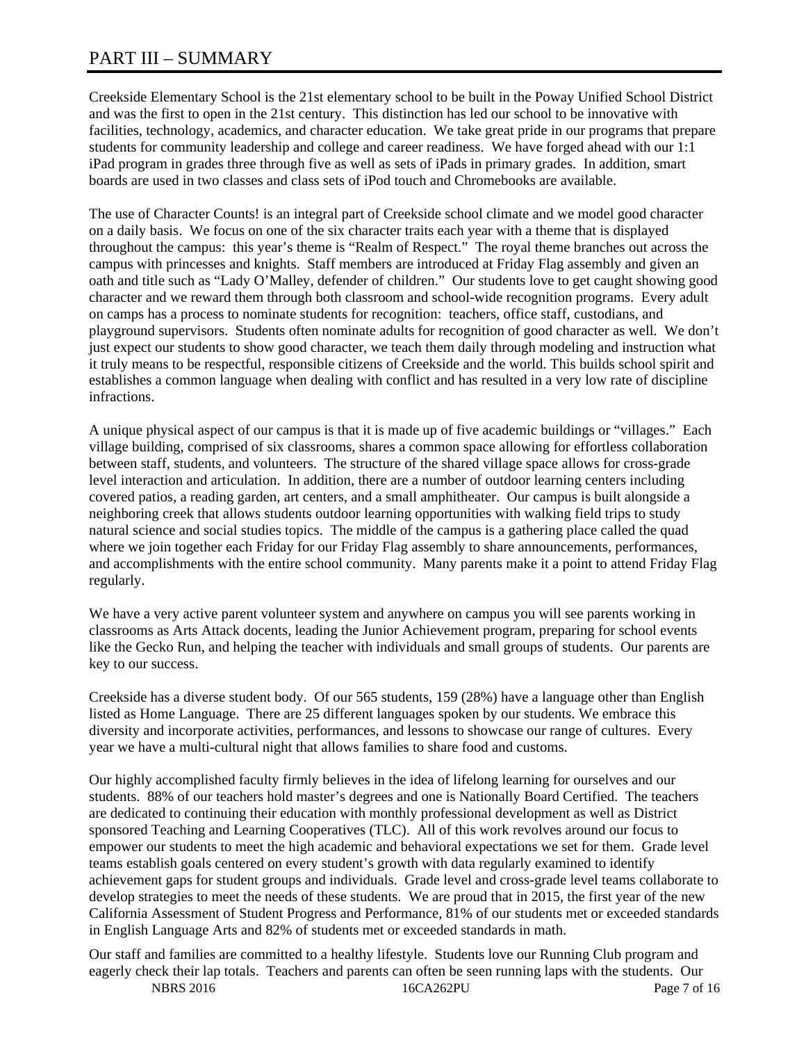# PART III – SUMMARY

Creekside Elementary School is the 21st elementary school to be built in the Poway Unified School District and was the first to open in the 21st century. This distinction has led our school to be innovative with facilities, technology, academics, and character education. We take great pride in our programs that prepare students for community leadership and college and career readiness. We have forged ahead with our 1:1 iPad program in grades three through five as well as sets of iPads in primary grades. In addition, smart boards are used in two classes and class sets of iPod touch and Chromebooks are available.

The use of Character Counts! is an integral part of Creekside school climate and we model good character on a daily basis. We focus on one of the six character traits each year with a theme that is displayed throughout the campus: this year's theme is "Realm of Respect." The royal theme branches out across the campus with princesses and knights. Staff members are introduced at Friday Flag assembly and given an oath and title such as "Lady O'Malley, defender of children." Our students love to get caught showing good character and we reward them through both classroom and school-wide recognition programs. Every adult on camps has a process to nominate students for recognition: teachers, office staff, custodians, and playground supervisors. Students often nominate adults for recognition of good character as well. We don't just expect our students to show good character, we teach them daily through modeling and instruction what it truly means to be respectful, responsible citizens of Creekside and the world. This builds school spirit and establishes a common language when dealing with conflict and has resulted in a very low rate of discipline infractions.

A unique physical aspect of our campus is that it is made up of five academic buildings or "villages." Each village building, comprised of six classrooms, shares a common space allowing for effortless collaboration between staff, students, and volunteers. The structure of the shared village space allows for cross-grade level interaction and articulation. In addition, there are a number of outdoor learning centers including covered patios, a reading garden, art centers, and a small amphitheater. Our campus is built alongside a neighboring creek that allows students outdoor learning opportunities with walking field trips to study natural science and social studies topics. The middle of the campus is a gathering place called the quad where we join together each Friday for our Friday Flag assembly to share announcements, performances, and accomplishments with the entire school community. Many parents make it a point to attend Friday Flag regularly.

We have a very active parent volunteer system and anywhere on campus you will see parents working in classrooms as Arts Attack docents, leading the Junior Achievement program, preparing for school events like the Gecko Run, and helping the teacher with individuals and small groups of students. Our parents are key to our success.

Creekside has a diverse student body. Of our 565 students, 159 (28%) have a language other than English listed as Home Language. There are 25 different languages spoken by our students. We embrace this diversity and incorporate activities, performances, and lessons to showcase our range of cultures. Every year we have a multi-cultural night that allows families to share food and customs.

Our highly accomplished faculty firmly believes in the idea of lifelong learning for ourselves and our students. 88% of our teachers hold master's degrees and one is Nationally Board Certified. The teachers are dedicated to continuing their education with monthly professional development as well as District sponsored Teaching and Learning Cooperatives (TLC). All of this work revolves around our focus to empower our students to meet the high academic and behavioral expectations we set for them. Grade level teams establish goals centered on every student's growth with data regularly examined to identify achievement gaps for student groups and individuals. Grade level and cross-grade level teams collaborate to develop strategies to meet the needs of these students. We are proud that in 2015, the first year of the new California Assessment of Student Progress and Performance, 81% of our students met or exceeded standards in English Language Arts and 82% of students met or exceeded standards in math.

Our staff and families are committed to a healthy lifestyle. Students love our Running Club program and eagerly check their lap totals. Teachers and parents can often be seen running laps with the students. Our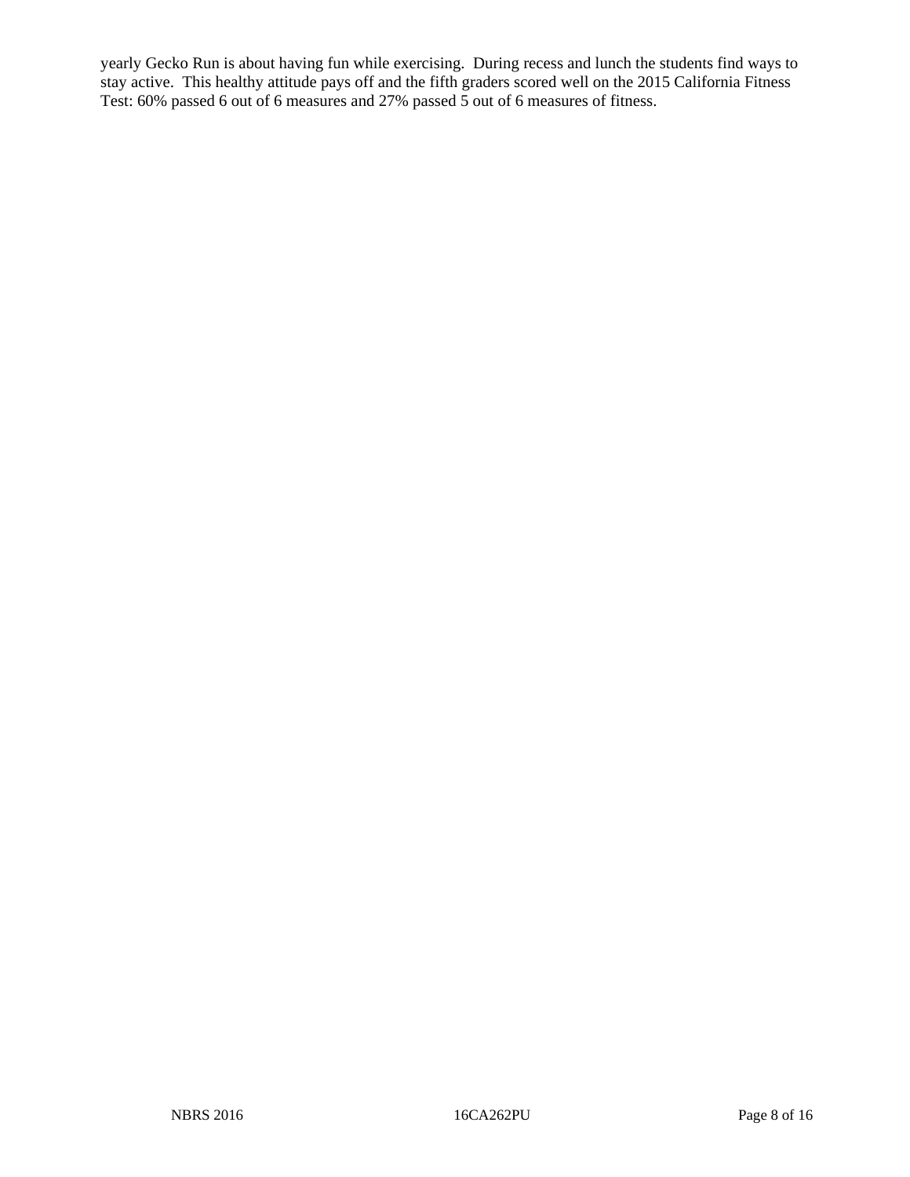yearly Gecko Run is about having fun while exercising. During recess and lunch the students find ways to stay active. This healthy attitude pays off and the fifth graders scored well on the 2015 California Fitness Test: 60% passed 6 out of 6 measures and 27% passed 5 out of 6 measures of fitness.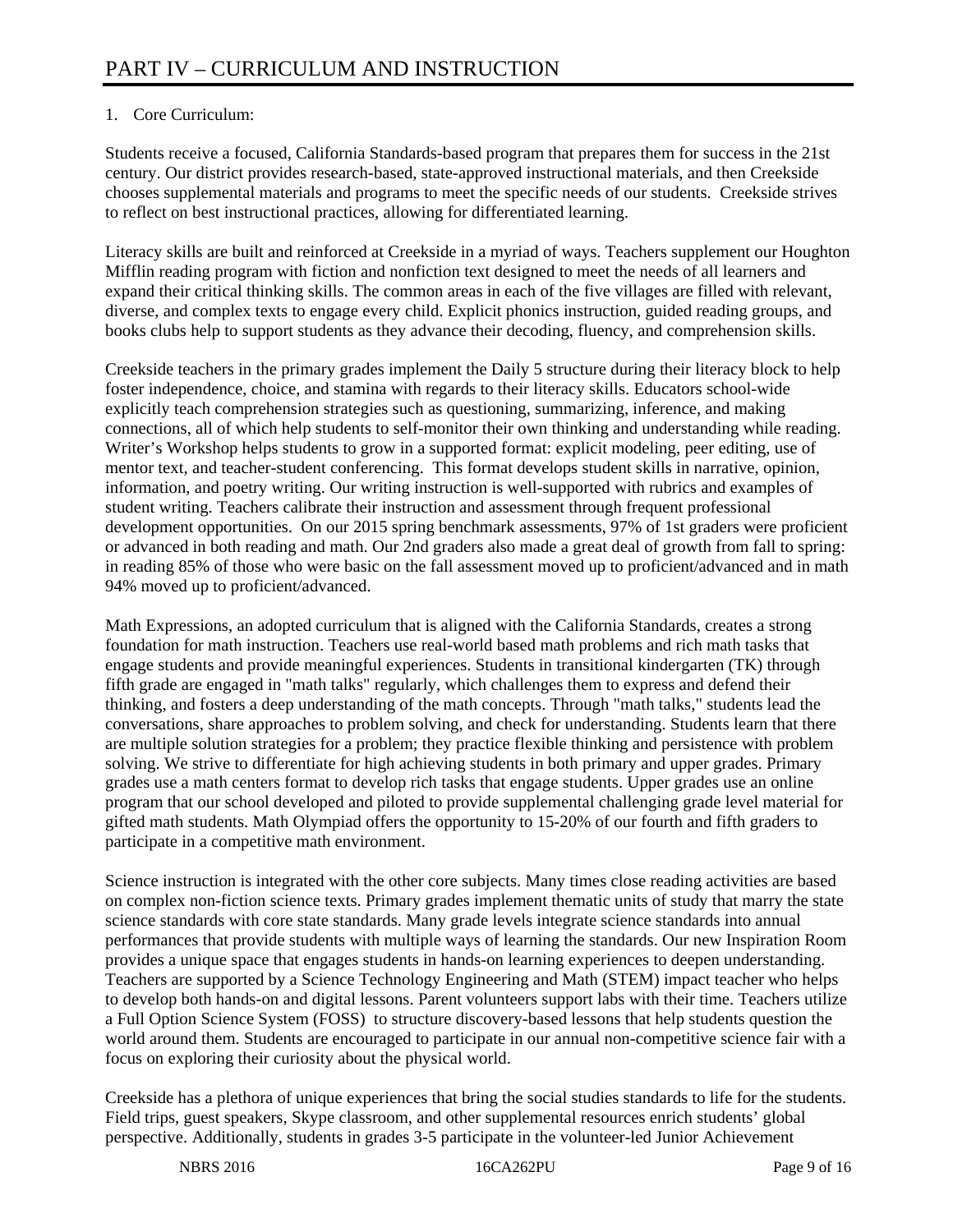# PART IV – CURRICULUM AND INSTRUCTION

1. Core Curriculum:

Students receive a focused, California Standards-based program that prepares them for success in the 21st century. Our district provides research-based, state-approved instructional materials, and then Creekside chooses supplemental materials and programs to meet the specific needs of our students. Creekside strives to reflect on best instructional practices, allowing for differentiated learning.

Literacy skills are built and reinforced at Creekside in a myriad of ways. Teachers supplement our Houghton Mifflin reading program with fiction and nonfiction text designed to meet the needs of all learners and expand their critical thinking skills. The common areas in each of the five villages are filled with relevant, diverse, and complex texts to engage every child. Explicit phonics instruction, guided reading groups, and books clubs help to support students as they advance their decoding, fluency, and comprehension skills.

Creekside teachers in the primary grades implement the Daily 5 structure during their literacy block to help foster independence, choice, and stamina with regards to their literacy skills. Educators school-wide explicitly teach comprehension strategies such as questioning, summarizing, inference, and making connections, all of which help students to self-monitor their own thinking and understanding while reading. Writer's Workshop helps students to grow in a supported format: explicit modeling, peer editing, use of mentor text, and teacher-student conferencing. This format develops student skills in narrative, opinion, information, and poetry writing. Our writing instruction is well-supported with rubrics and examples of student writing. Teachers calibrate their instruction and assessment through frequent professional development opportunities. On our 2015 spring benchmark assessments, 97% of 1st graders were proficient or advanced in both reading and math. Our 2nd graders also made a great deal of growth from fall to spring: in reading 85% of those who were basic on the fall assessment moved up to proficient/advanced and in math 94% moved up to proficient/advanced.

Math Expressions, an adopted curriculum that is aligned with the California Standards, creates a strong foundation for math instruction. Teachers use real-world based math problems and rich math tasks that engage students and provide meaningful experiences. Students in transitional kindergarten (TK) through fifth grade are engaged in "math talks" regularly, which challenges them to express and defend their thinking, and fosters a deep understanding of the math concepts. Through "math talks," students lead the conversations, share approaches to problem solving, and check for understanding. Students learn that there are multiple solution strategies for a problem; they practice flexible thinking and persistence with problem solving. We strive to differentiate for high achieving students in both primary and upper grades. Primary grades use a math centers format to develop rich tasks that engage students. Upper grades use an online program that our school developed and piloted to provide supplemental challenging grade level material for gifted math students. Math Olympiad offers the opportunity to 15-20% of our fourth and fifth graders to participate in a competitive math environment.

Science instruction is integrated with the other core subjects. Many times close reading activities are based on complex non-fiction science texts. Primary grades implement thematic units of study that marry the state science standards with core state standards. Many grade levels integrate science standards into annual performances that provide students with multiple ways of learning the standards. Our new Inspiration Room provides a unique space that engages students in hands-on learning experiences to deepen understanding. Teachers are supported by a Science Technology Engineering and Math (STEM) impact teacher who helps to develop both hands-on and digital lessons. Parent volunteers support labs with their time. Teachers utilize a Full Option Science System (FOSS) to structure discovery-based lessons that help students question the world around them. Students are encouraged to participate in our annual non-competitive science fair with a focus on exploring their curiosity about the physical world.

Creekside has a plethora of unique experiences that bring the social studies standards to life for the students. Field trips, guest speakers, Skype classroom, and other supplemental resources enrich students' global perspective. Additionally, students in grades 3-5 participate in the volunteer-led Junior Achievement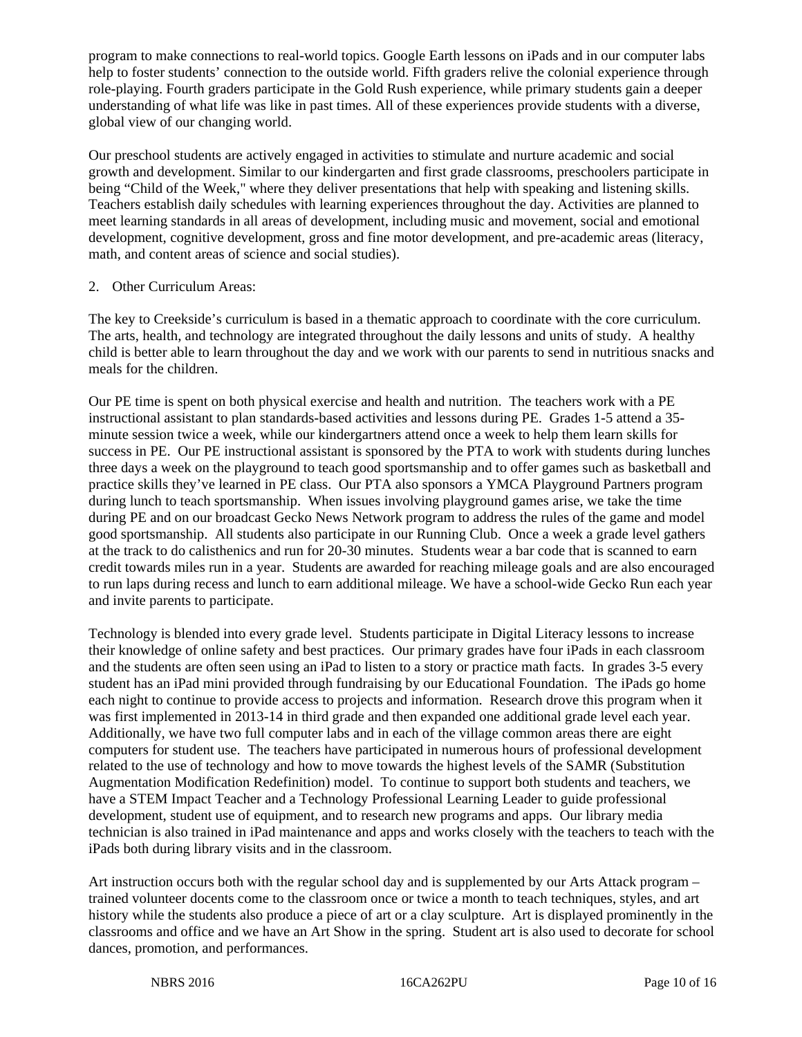program to make connections to real-world topics. Google Earth lessons on iPads and in our computer labs help to foster students' connection to the outside world. Fifth graders relive the colonial experience through role-playing. Fourth graders participate in the Gold Rush experience, while primary students gain a deeper understanding of what life was like in past times. All of these experiences provide students with a diverse, global view of our changing world.

Our preschool students are actively engaged in activities to stimulate and nurture academic and social growth and development. Similar to our kindergarten and first grade classrooms, preschoolers participate in being "Child of the Week," where they deliver presentations that help with speaking and listening skills. Teachers establish daily schedules with learning experiences throughout the day. Activities are planned to meet learning standards in all areas of development, including music and movement, social and emotional development, cognitive development, gross and fine motor development, and pre-academic areas (literacy, math, and content areas of science and social studies).

2. Other Curriculum Areas:

The key to Creekside's curriculum is based in a thematic approach to coordinate with the core curriculum. The arts, health, and technology are integrated throughout the daily lessons and units of study. A healthy child is better able to learn throughout the day and we work with our parents to send in nutritious snacks and meals for the children.

Our PE time is spent on both physical exercise and health and nutrition. The teachers work with a PE instructional assistant to plan standards-based activities and lessons during PE. Grades 1-5 attend a 35-minute session twice a week, while our kindergartners attend once a week to help them learn skills for success in PE. Our PE instructional assistant is sponsored by the PTA to work with students during lunches three days a week on the playground to teach good sportsmanship and to offer games such as basketball and practice skills they've learned in PE class. Our PTA also sponsors a YMCA Playground Partners program during lunch to teach sportsmanship. When issues involving playground games arise, we take the time during PE and on our broadcast Gecko News Network program to address the rules of the game and model good sportsmanship. All students also participate in our Running Club. Once a week a grade level gathers at the track to do calisthenics and run for 20-30 minutes. Students wear a bar code that is scanned to earn credit towards miles run in a year. Students are awarded for reaching mileage goals and are also encouraged to run laps during recess and lunch to earn additional mileage. We have a school-wide Gecko Run each year and invite parents to participate.

Technology is blended into every grade level. Students participate in Digital Literacy lessons to increase their knowledge of online safety and best practices. Our primary grades have four iPads in each classroom and the students are often seen using an iPad to listen to a story or practice math facts. In grades 3-5 every student has an iPad mini provided through fundraising by our Educational Foundation. The iPads go home each night to continue to provide access to projects and information. Research drove this program when it was first implemented in 2013-14 in third grade and then expanded one additional grade level each year. Additionally, we have two full computer labs and in each of the village common areas there are eight computers for student use. The teachers have participated in numerous hours of professional development related to the use of technology and how to move towards the highest levels of the SAMR (Substitution Augmentation Modification Redefinition) model. To continue to support both students and teachers, we have a STEM Impact Teacher and a Technology Professional Learning Leader to guide professional development, student use of equipment, and to research new programs and apps. Our library media technician is also trained in iPad maintenance and apps and works closely with the teachers to teach with the iPads both during library visits and in the classroom.

Art instruction occurs both with the regular school day and is supplemented by our Arts Attack program – trained volunteer docents come to the classroom once or twice a month to teach techniques, styles, and art history while the students also produce a piece of art or a clay sculpture. Art is displayed prominently in the classrooms and office and we have an Art Show in the spring. Student art is also used to decorate for school dances, promotion, and performances.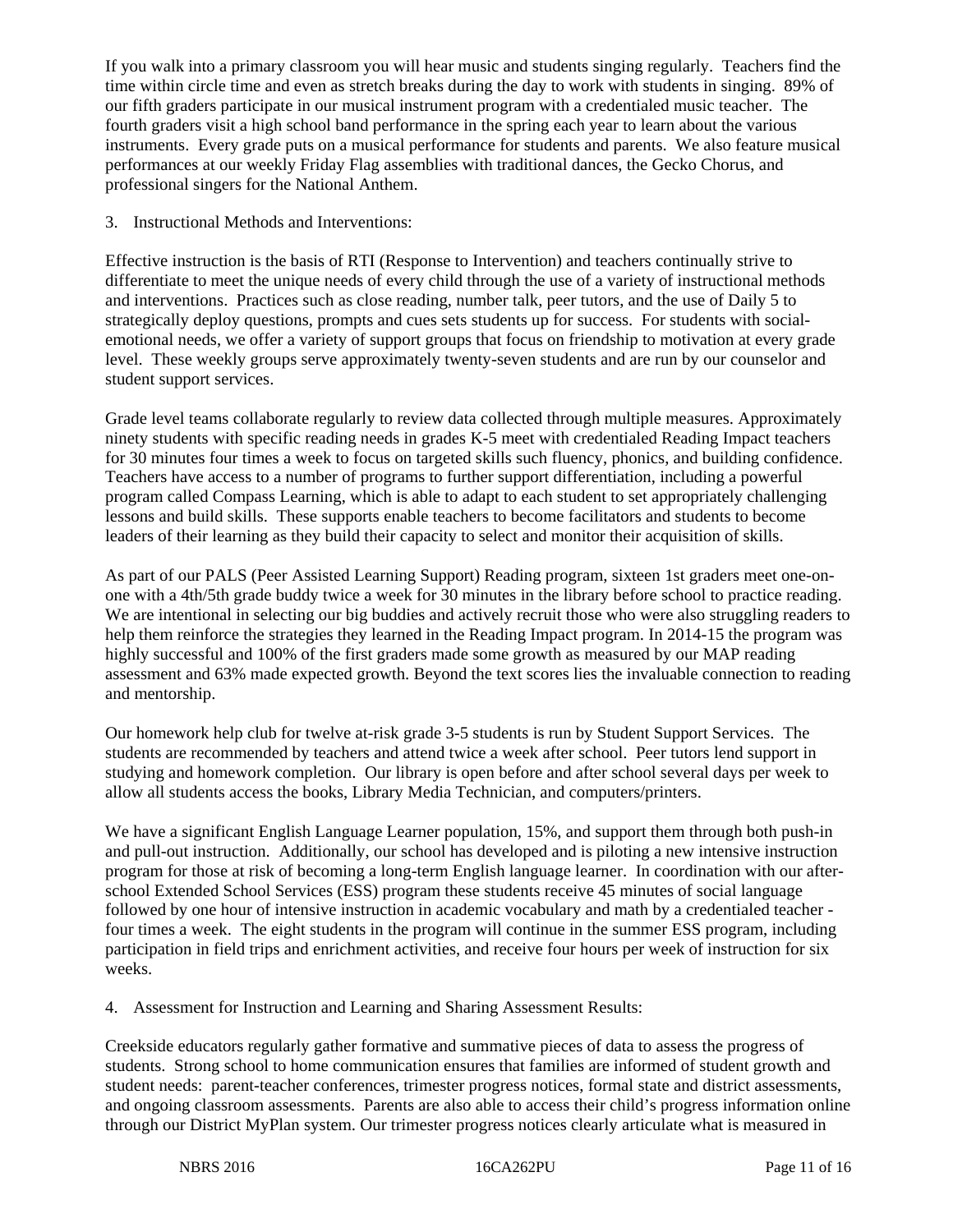If you walk into a primary classroom you will hear music and students singing regularly. Teachers find the time within circle time and even as stretch breaks during the day to work with students in singing. 89% of our fifth graders participate in our musical instrument program with a credentialed music teacher. The fourth graders visit a high school band performance in the spring each year to learn about the various instruments. Every grade puts on a musical performance for students and parents. We also feature musical performances at our weekly Friday Flag assemblies with traditional dances, the Gecko Chorus, and professional singers for the National Anthem.

3. Instructional Methods and Interventions:

Effective instruction is the basis of RTI (Response to Intervention) and teachers continually strive to differentiate to meet the unique needs of every child through the use of a variety of instructional methods and interventions. Practices such as close reading, number talk, peer tutors, and the use of Daily 5 to strategically deploy questions, prompts and cues sets students up for success. For students with social-emotional needs, we offer a variety of support groups that focus on friendship to motivation at every grade level. These weekly groups serve approximately twenty-seven students and are run by our counselor and student support services.

Grade level teams collaborate regularly to review data collected through multiple measures. Approximately ninety students with specific reading needs in grades K-5 meet with credentialed Reading Impact teachers for 30 minutes four times a week to focus on targeted skills such fluency, phonics, and building confidence. Teachers have access to a number of programs to further support differentiation, including a powerful program called Compass Learning, which is able to adapt to each student to set appropriately challenging lessons and build skills. These supports enable teachers to become facilitators and students to become leaders of their learning as they build their capacity to select and monitor their acquisition of skills.

As part of our PALS (Peer Assisted Learning Support) Reading program, sixteen 1st graders meet one-on-one with a 4th/5th grade buddy twice a week for 30 minutes in the library before school to practice reading. We are intentional in selecting our big buddies and actively recruit those who were also struggling readers to help them reinforce the strategies they learned in the Reading Impact program. In 2014-15 the program was highly successful and 100% of the first graders made some growth as measured by our MAP reading assessment and 63% made expected growth. Beyond the text scores lies the invaluable connection to reading and mentorship.

Our homework help club for twelve at-risk grade 3-5 students is run by Student Support Services. The students are recommended by teachers and attend twice a week after school. Peer tutors lend support in studying and homework completion. Our library is open before and after school several days per week to allow all students access the books, Library Media Technician, and computers/printers.

We have a significant English Language Learner population, 15%, and support them through both push-in and pull-out instruction. Additionally, our school has developed and is piloting a new intensive instruction program for those at risk of becoming a long-term English language learner. In coordination with our after-school Extended School Services (ESS) program these students receive 45 minutes of social language followed by one hour of intensive instruction in academic vocabulary and math by a credentialed teacher - four times a week. The eight students in the program will continue in the summer ESS program, including participation in field trips and enrichment activities, and receive four hours per week of instruction for six weeks.

4. Assessment for Instruction and Learning and Sharing Assessment Results:

Creekside educators regularly gather formative and summative pieces of data to assess the progress of students. Strong school to home communication ensures that families are informed of student growth and student needs: parent-teacher conferences, trimester progress notices, formal state and district assessments, and ongoing classroom assessments. Parents are also able to access their child's progress information online through our District MyPlan system. Our trimester progress notices clearly articulate what is measured in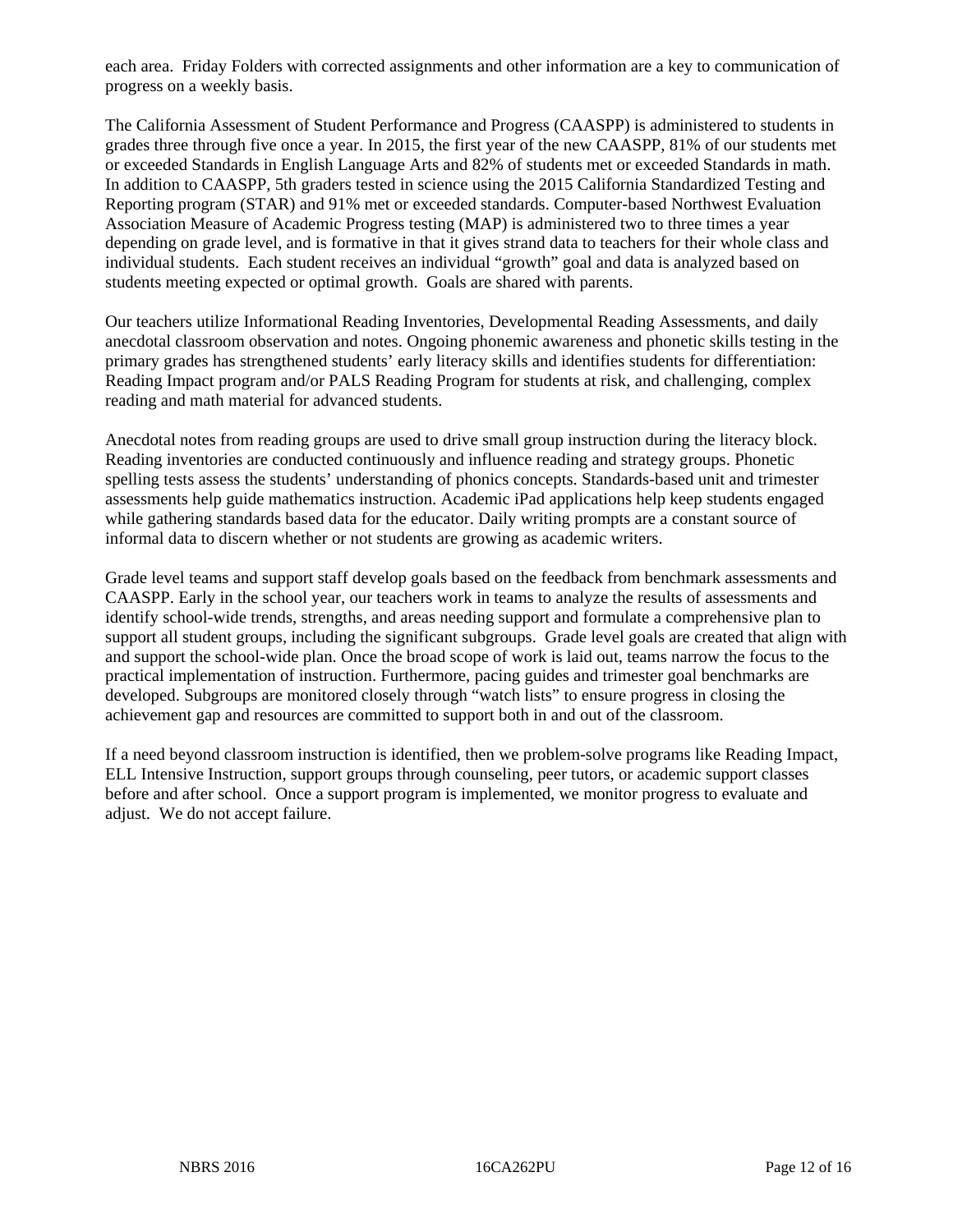each area. Friday Folders with corrected assignments and other information are a key to communication of progress on a weekly basis.

The California Assessment of Student Performance and Progress (CAASPP) is administered to students in grades three through five once a year. In 2015, the first year of the new CAASPP, 81% of our students met or exceeded Standards in English Language Arts and 82% of students met or exceeded Standards in math. In addition to CAASPP, 5th graders tested in science using the 2015 California Standardized Testing and Reporting program (STAR) and 91% met or exceeded standards. Computer-based Northwest Evaluation Association Measure of Academic Progress testing (MAP) is administered two to three times a year depending on grade level, and is formative in that it gives strand data to teachers for their whole class and individual students. Each student receives an individual "growth" goal and data is analyzed based on students meeting expected or optimal growth. Goals are shared with parents.

Our teachers utilize Informational Reading Inventories, Developmental Reading Assessments, and daily anecdotal classroom observation and notes. Ongoing phonemic awareness and phonetic skills testing in the primary grades has strengthened students' early literacy skills and identifies students for differentiation: Reading Impact program and/or PALS Reading Program for students at risk, and challenging, complex reading and math material for advanced students.

Anecdotal notes from reading groups are used to drive small group instruction during the literacy block. Reading inventories are conducted continuously and influence reading and strategy groups. Phonetic spelling tests assess the students' understanding of phonics concepts. Standards-based unit and trimester assessments help guide mathematics instruction. Academic iPad applications help keep students engaged while gathering standards based data for the educator. Daily writing prompts are a constant source of informal data to discern whether or not students are growing as academic writers.

Grade level teams and support staff develop goals based on the feedback from benchmark assessments and CAASPP. Early in the school year, our teachers work in teams to analyze the results of assessments and identify school-wide trends, strengths, and areas needing support and formulate a comprehensive plan to support all student groups, including the significant subgroups. Grade level goals are created that align with and support the school-wide plan. Once the broad scope of work is laid out, teams narrow the focus to the practical implementation of instruction. Furthermore, pacing guides and trimester goal benchmarks are developed. Subgroups are monitored closely through "watch lists" to ensure progress in closing the achievement gap and resources are committed to support both in and out of the classroom.

If a need beyond classroom instruction is identified, then we problem-solve programs like Reading Impact, ELL Intensive Instruction, support groups through counseling, peer tutors, or academic support classes before and after school. Once a support program is implemented, we monitor progress to evaluate and adjust. We do not accept failure.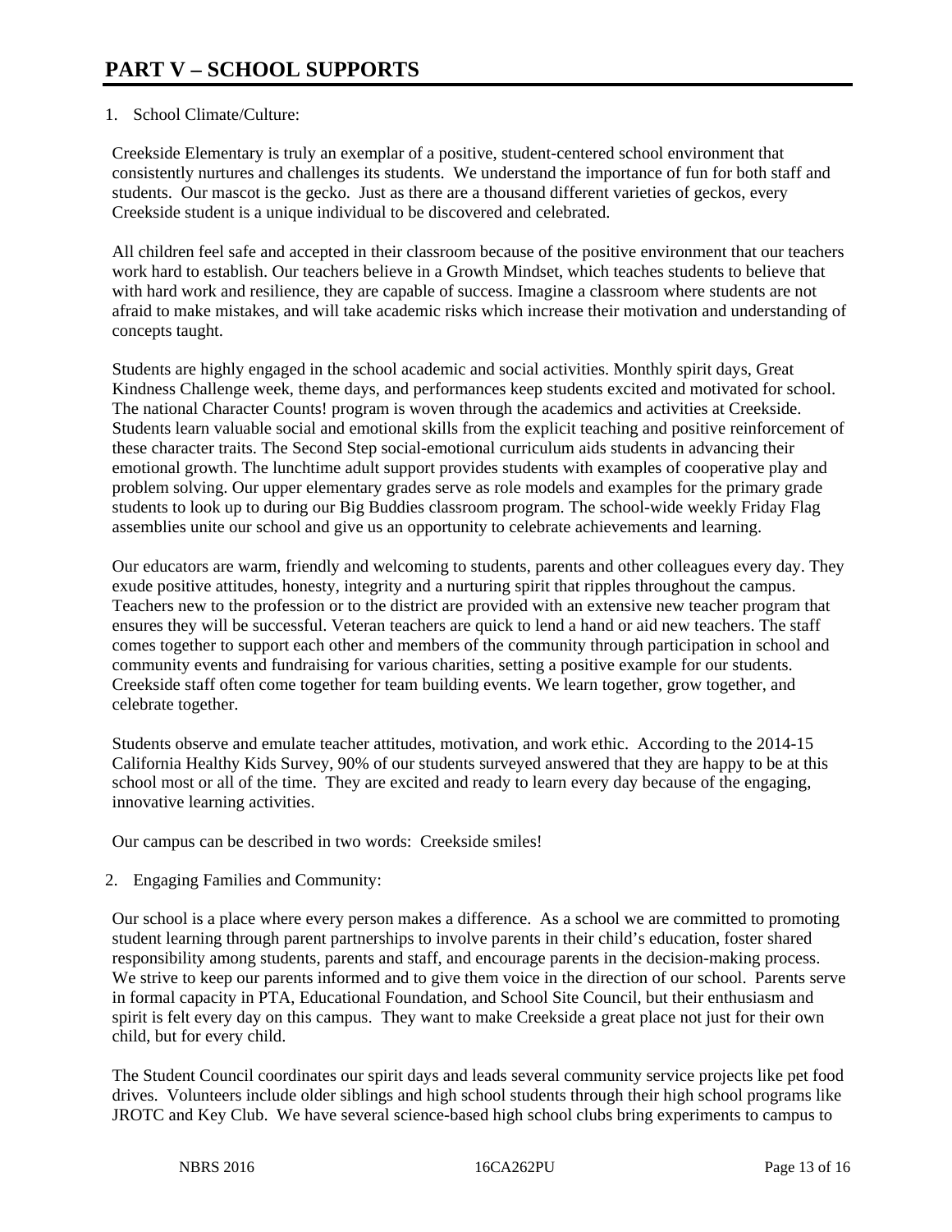# PART V – SCHOOL SUPPORTS

1. School Climate/Culture:

Creekside Elementary is truly an exemplar of a positive, student-centered school environment that consistently nurtures and challenges its students. We understand the importance of fun for both staff and students. Our mascot is the gecko. Just as there are a thousand different varieties of geckos, every Creekside student is a unique individual to be discovered and celebrated.

All children feel safe and accepted in their classroom because of the positive environment that our teachers work hard to establish. Our teachers believe in a Growth Mindset, which teaches students to believe that with hard work and resilience, they are capable of success. Imagine a classroom where students are not afraid to make mistakes, and will take academic risks which increase their motivation and understanding of concepts taught.

Students are highly engaged in the school academic and social activities. Monthly spirit days, Great Kindness Challenge week, theme days, and performances keep students excited and motivated for school. The national Character Counts! program is woven through the academics and activities at Creekside. Students learn valuable social and emotional skills from the explicit teaching and positive reinforcement of these character traits. The Second Step social-emotional curriculum aids students in advancing their emotional growth. The lunchtime adult support provides students with examples of cooperative play and problem solving. Our upper elementary grades serve as role models and examples for the primary grade students to look up to during our Big Buddies classroom program. The school-wide weekly Friday Flag assemblies unite our school and give us an opportunity to celebrate achievements and learning.

Our educators are warm, friendly and welcoming to students, parents and other colleagues every day. They exude positive attitudes, honesty, integrity and a nurturing spirit that ripples throughout the campus. Teachers new to the profession or to the district are provided with an extensive new teacher program that ensures they will be successful. Veteran teachers are quick to lend a hand or aid new teachers. The staff comes together to support each other and members of the community through participation in school and community events and fundraising for various charities, setting a positive example for our students. Creekside staff often come together for team building events. We learn together, grow together, and celebrate together.

Students observe and emulate teacher attitudes, motivation, and work ethic. According to the 2014-15 California Healthy Kids Survey, 90% of our students surveyed answered that they are happy to be at this school most or all of the time. They are excited and ready to learn every day because of the engaging, innovative learning activities.

Our campus can be described in two words: Creekside smiles!

2. Engaging Families and Community:

Our school is a place where every person makes a difference. As a school we are committed to promoting student learning through parent partnerships to involve parents in their child's education, foster shared responsibility among students, parents and staff, and encourage parents in the decision-making process. We strive to keep our parents informed and to give them voice in the direction of our school. Parents serve in formal capacity in PTA, Educational Foundation, and School Site Council, but their enthusiasm and spirit is felt every day on this campus. They want to make Creekside a great place not just for their own child, but for every child.

The Student Council coordinates our spirit days and leads several community service projects like pet food drives. Volunteers include older siblings and high school students through their high school programs like JROTC and Key Club. We have several science-based high school clubs bring experiments to campus to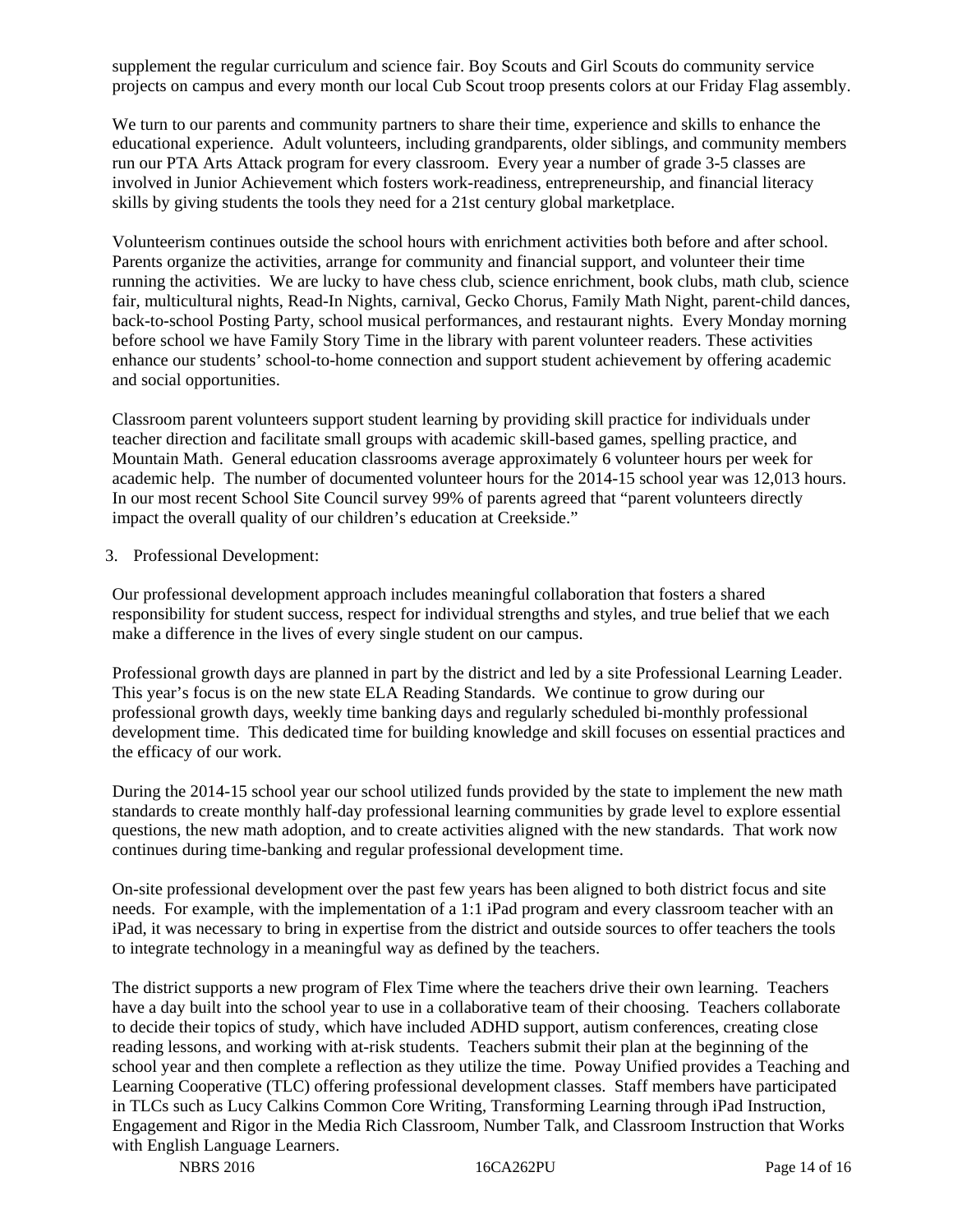supplement the regular curriculum and science fair. Boy Scouts and Girl Scouts do community service projects on campus and every month our local Cub Scout troop presents colors at our Friday Flag assembly.

We turn to our parents and community partners to share their time, experience and skills to enhance the educational experience. Adult volunteers, including grandparents, older siblings, and community members run our PTA Arts Attack program for every classroom. Every year a number of grade 3-5 classes are involved in Junior Achievement which fosters work-readiness, entrepreneurship, and financial literacy skills by giving students the tools they need for a 21st century global marketplace.

Volunteerism continues outside the school hours with enrichment activities both before and after school. Parents organize the activities, arrange for community and financial support, and volunteer their time running the activities. We are lucky to have chess club, science enrichment, book clubs, math club, science fair, multicultural nights, Read-In Nights, carnival, Gecko Chorus, Family Math Night, parent-child dances, back-to-school Posting Party, school musical performances, and restaurant nights. Every Monday morning before school we have Family Story Time in the library with parent volunteer readers. These activities enhance our students' school-to-home connection and support student achievement by offering academic and social opportunities.

Classroom parent volunteers support student learning by providing skill practice for individuals under teacher direction and facilitate small groups with academic skill-based games, spelling practice, and Mountain Math. General education classrooms average approximately 6 volunteer hours per week for academic help. The number of documented volunteer hours for the 2014-15 school year was 12,013 hours. In our most recent School Site Council survey 99% of parents agreed that "parent volunteers directly impact the overall quality of our children's education at Creekside."

3. Professional Development:

Our professional development approach includes meaningful collaboration that fosters a shared responsibility for student success, respect for individual strengths and styles, and true belief that we each make a difference in the lives of every single student on our campus.

Professional growth days are planned in part by the district and led by a site Professional Learning Leader. This year's focus is on the new state ELA Reading Standards. We continue to grow during our professional growth days, weekly time banking days and regularly scheduled bi-monthly professional development time. This dedicated time for building knowledge and skill focuses on essential practices and the efficacy of our work.

During the 2014-15 school year our school utilized funds provided by the state to implement the new math standards to create monthly half-day professional learning communities by grade level to explore essential questions, the new math adoption, and to create activities aligned with the new standards. That work now continues during time-banking and regular professional development time.

On-site professional development over the past few years has been aligned to both district focus and site needs. For example, with the implementation of a 1:1 iPad program and every classroom teacher with an iPad, it was necessary to bring in expertise from the district and outside sources to offer teachers the tools to integrate technology in a meaningful way as defined by the teachers.

The district supports a new program of Flex Time where the teachers drive their own learning. Teachers have a day built into the school year to use in a collaborative team of their choosing. Teachers collaborate to decide their topics of study, which have included ADHD support, autism conferences, creating close reading lessons, and working with at-risk students. Teachers submit their plan at the beginning of the school year and then complete a reflection as they utilize the time. Poway Unified provides a Teaching and Learning Cooperative (TLC) offering professional development classes. Staff members have participated in TLCs such as Lucy Calkins Common Core Writing, Transforming Learning through iPad Instruction, Engagement and Rigor in the Media Rich Classroom, Number Talk, and Classroom Instruction that Works with English Language Learners.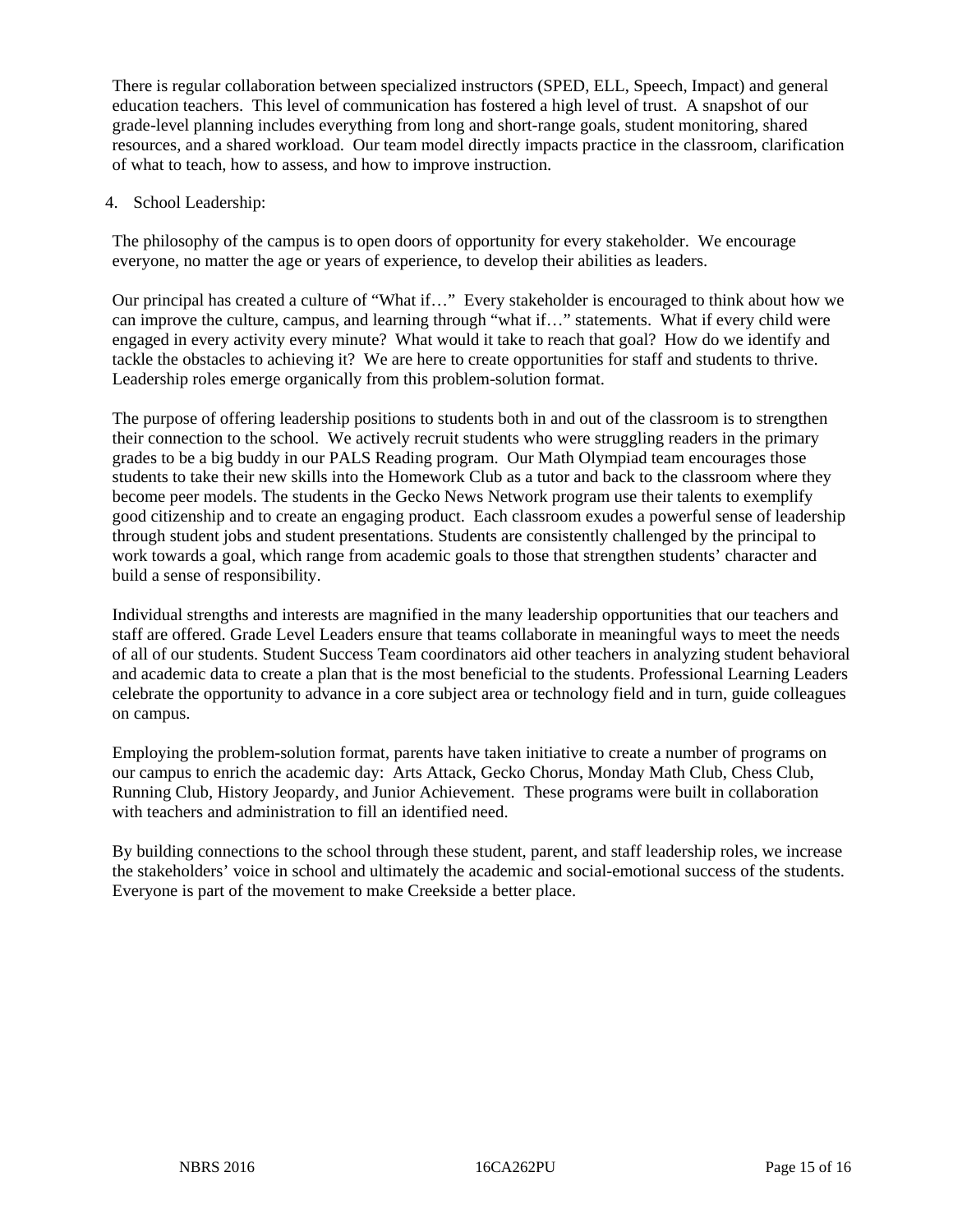There is regular collaboration between specialized instructors (SPED, ELL, Speech, Impact) and general education teachers. This level of communication has fostered a high level of trust. A snapshot of our grade-level planning includes everything from long and short-range goals, student monitoring, shared resources, and a shared workload. Our team model directly impacts practice in the classroom, clarification of what to teach, how to assess, and how to improve instruction.

4. School Leadership:

The philosophy of the campus is to open doors of opportunity for every stakeholder. We encourage everyone, no matter the age or years of experience, to develop their abilities as leaders.

Our principal has created a culture of "What if…" Every stakeholder is encouraged to think about how we can improve the culture, campus, and learning through "what if…" statements. What if every child were engaged in every activity every minute? What would it take to reach that goal? How do we identify and tackle the obstacles to achieving it? We are here to create opportunities for staff and students to thrive. Leadership roles emerge organically from this problem-solution format.

The purpose of offering leadership positions to students both in and out of the classroom is to strengthen their connection to the school. We actively recruit students who were struggling readers in the primary grades to be a big buddy in our PALS Reading program. Our Math Olympiad team encourages those students to take their new skills into the Homework Club as a tutor and back to the classroom where they become peer models. The students in the Gecko News Network program use their talents to exemplify good citizenship and to create an engaging product. Each classroom exudes a powerful sense of leadership through student jobs and student presentations. Students are consistently challenged by the principal to work towards a goal, which range from academic goals to those that strengthen students' character and build a sense of responsibility.

Individual strengths and interests are magnified in the many leadership opportunities that our teachers and staff are offered. Grade Level Leaders ensure that teams collaborate in meaningful ways to meet the needs of all of our students. Student Success Team coordinators aid other teachers in analyzing student behavioral and academic data to create a plan that is the most beneficial to the students. Professional Learning Leaders celebrate the opportunity to advance in a core subject area or technology field and in turn, guide colleagues on campus.

Employing the problem-solution format, parents have taken initiative to create a number of programs on our campus to enrich the academic day: Arts Attack, Gecko Chorus, Monday Math Club, Chess Club, Running Club, History Jeopardy, and Junior Achievement. These programs were built in collaboration with teachers and administration to fill an identified need.

By building connections to the school through these student, parent, and staff leadership roles, we increase the stakeholders' voice in school and ultimately the academic and social-emotional success of the students. Everyone is part of the movement to make Creekside a better place.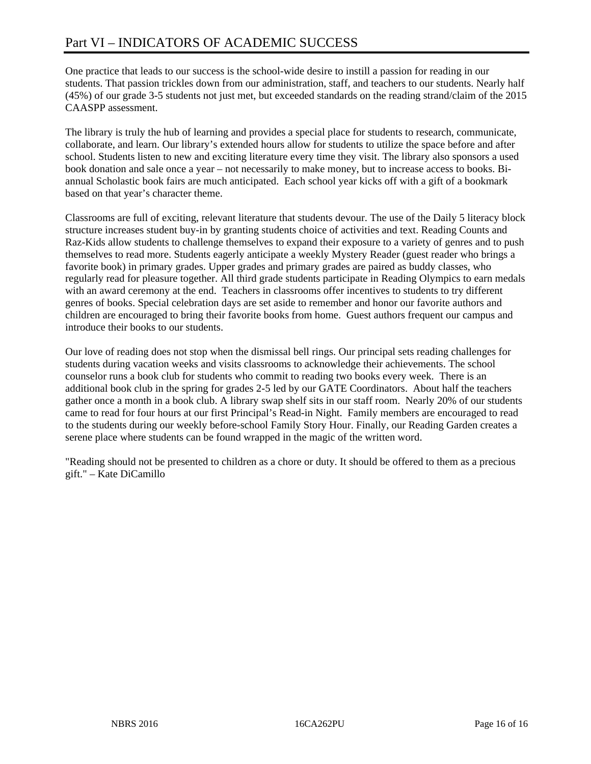# Part VI – INDICATORS OF ACADEMIC SUCCESS

One practice that leads to our success is the school-wide desire to instill a passion for reading in our students. That passion trickles down from our administration, staff, and teachers to our students. Nearly half (45%) of our grade 3-5 students not just met, but exceeded standards on the reading strand/claim of the 2015 CAASPP assessment.

The library is truly the hub of learning and provides a special place for students to research, communicate, collaborate, and learn. Our library's extended hours allow for students to utilize the space before and after school. Students listen to new and exciting literature every time they visit. The library also sponsors a used book donation and sale once a year – not necessarily to make money, but to increase access to books. Bi-annual Scholastic book fairs are much anticipated. Each school year kicks off with a gift of a bookmark based on that year's character theme.

Classrooms are full of exciting, relevant literature that students devour. The use of the Daily 5 literacy block structure increases student buy-in by granting students choice of activities and text. Reading Counts and Raz-Kids allow students to challenge themselves to expand their exposure to a variety of genres and to push themselves to read more. Students eagerly anticipate a weekly Mystery Reader (guest reader who brings a favorite book) in primary grades. Upper grades and primary grades are paired as buddy classes, who regularly read for pleasure together. All third grade students participate in Reading Olympics to earn medals with an award ceremony at the end. Teachers in classrooms offer incentives to students to try different genres of books. Special celebration days are set aside to remember and honor our favorite authors and children are encouraged to bring their favorite books from home. Guest authors frequent our campus and introduce their books to our students.

Our love of reading does not stop when the dismissal bell rings. Our principal sets reading challenges for students during vacation weeks and visits classrooms to acknowledge their achievements. The school counselor runs a book club for students who commit to reading two books every week. There is an additional book club in the spring for grades 2-5 led by our GATE Coordinators. About half the teachers gather once a month in a book club. A library swap shelf sits in our staff room. Nearly 20% of our students came to read for four hours at our first Principal's Read-in Night. Family members are encouraged to read to the students during our weekly before-school Family Story Hour. Finally, our Reading Garden creates a serene place where students can be found wrapped in the magic of the written word.

"Reading should not be presented to children as a chore or duty. It should be offered to them as a precious gift." – Kate DiCamillo